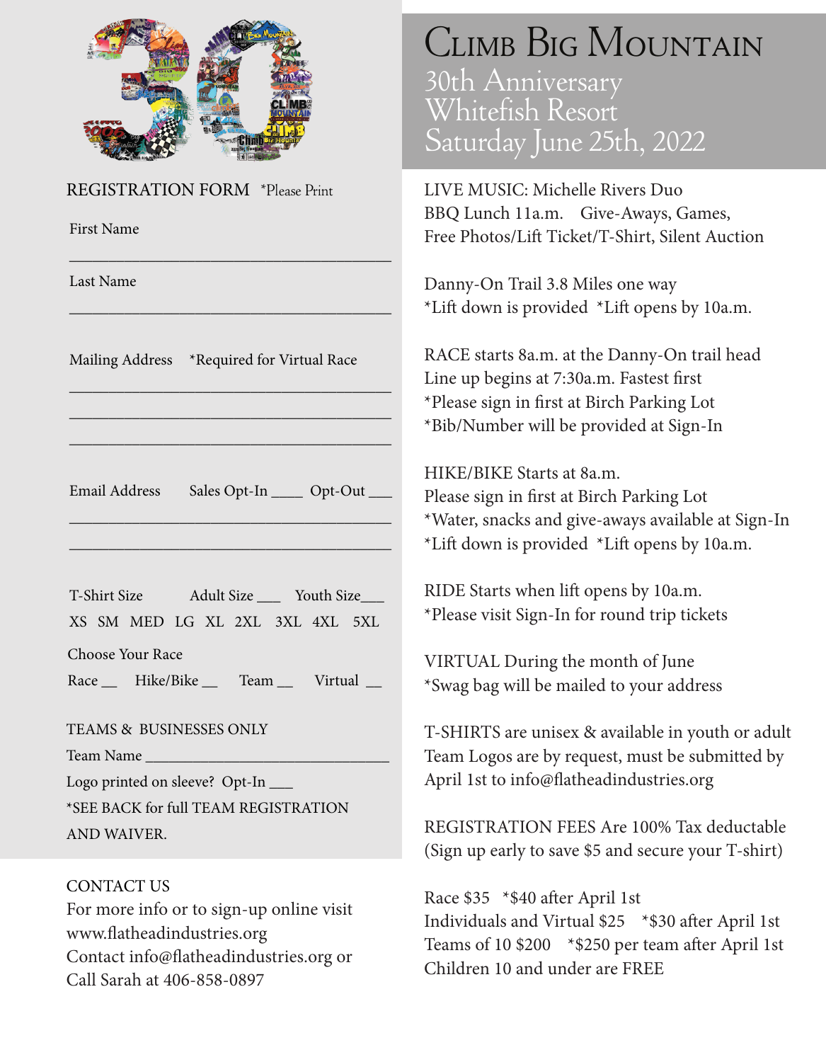# Climb Big Mountain

## 30th Anniversary
## Whitefish Resort
## Saturday June 25th, 2022

REGISTRATION FORM *Please Print

First Name

_______________________________________

Last Name

_______________________________________

Mailing Address *Required for Virtual Race

_______________________________________

_______________________________________

_______________________________________

Email Address Sales Opt-In ____ Opt-Out ___

_______________________________________

_______________________________________

T-Shirt Size Adult Size ___ Youth Size___

XS SM MED LG XL 2XL 3XL 4XL 5XL

Choose Your Race

Race __ Hike/Bike __ Team __ Virtual __

TEAMS & BUSINESSES ONLY

Team Name ______________________________

Logo printed on sleeve? Opt-In ___

*SEE BACK for full TEAM REGISTRATION AND WAIVER.

CONTACT US

For more info or to sign-up online visit www.flatheadindustries.org
Contact info@flatheadindustries.org or Call Sarah at 406-858-0897

LIVE MUSIC: Michelle Rivers Duo
BBQ Lunch 11a.m. Give-Aways, Games,
Free Photos/Lift Ticket/T-Shirt, Silent Auction

Danny-On Trail 3.8 Miles one way
*Lift down is provided *Lift opens by 10a.m.

RACE starts 8a.m. at the Danny-On trail head
Line up begins at 7:30a.m. Fastest first
*Please sign in first at Birch Parking Lot
*Bib/Number will be provided at Sign-In

HIKE/BIKE Starts at 8a.m.
Please sign in first at Birch Parking Lot
*Water, snacks and give-aways available at Sign-In
*Lift down is provided *Lift opens by 10a.m.

RIDE Starts when lift opens by 10a.m.
*Please visit Sign-In for round trip tickets

VIRTUAL During the month of June
*Swag bag will be mailed to your address

T-SHIRTS are unisex & available in youth or adult
Team Logos are by request, must be submitted by April 1st to info@flatheadindustries.org

REGISTRATION FEES Are 100% Tax deductable
(Sign up early to save $5 and secure your T-shirt)

Race $35 *$40 after April 1st
Individuals and Virtual $25 *$30 after April 1st
Teams of 10 $200 *$250 per team after April 1st
Children 10 and under are FREE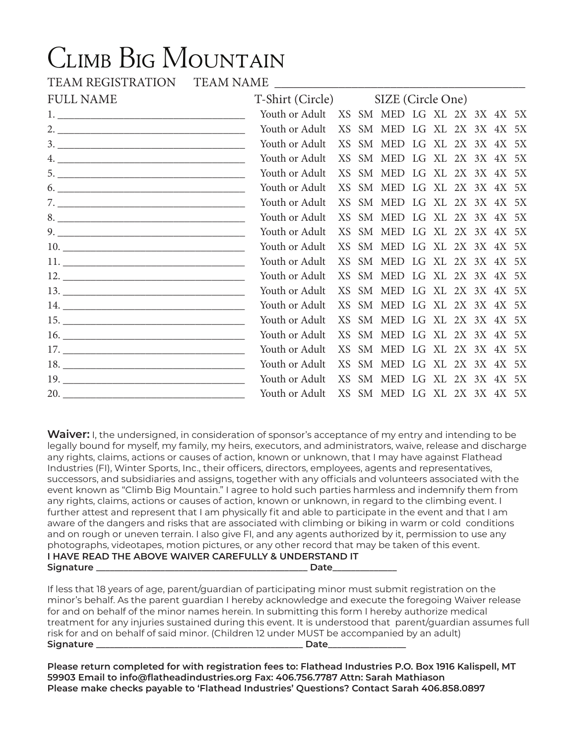# Climb Big Mountain

TEAM REGISTRATION TEAM NAME ___________________________________________

| FULL NAME | T-Shirt (Circle) | SIZE (Circle One) |
|---|---|---|
| 1. ___________________________________ | Youth or Adult | XS SM MED LG XL 2X 3X 4X 5X |
| 2. ___________________________________ | Youth or Adult | XS SM MED LG XL 2X 3X 4X 5X |
| 3. ___________________________________ | Youth or Adult | XS SM MED LG XL 2X 3X 4X 5X |
| 4. ___________________________________ | Youth or Adult | XS SM MED LG XL 2X 3X 4X 5X |
| 5. ___________________________________ | Youth or Adult | XS SM MED LG XL 2X 3X 4X 5X |
| 6. ___________________________________ | Youth or Adult | XS SM MED LG XL 2X 3X 4X 5X |
| 7. ___________________________________ | Youth or Adult | XS SM MED LG XL 2X 3X 4X 5X |
| 8. ___________________________________ | Youth or Adult | XS SM MED LG XL 2X 3X 4X 5X |
| 9. ___________________________________ | Youth or Adult | XS SM MED LG XL 2X 3X 4X 5X |
| 10. ___________________________________ | Youth or Adult | XS SM MED LG XL 2X 3X 4X 5X |
| 11. ___________________________________ | Youth or Adult | XS SM MED LG XL 2X 3X 4X 5X |
| 12. ___________________________________ | Youth or Adult | XS SM MED LG XL 2X 3X 4X 5X |
| 13. ___________________________________ | Youth or Adult | XS SM MED LG XL 2X 3X 4X 5X |
| 14. ___________________________________ | Youth or Adult | XS SM MED LG XL 2X 3X 4X 5X |
| 15. ___________________________________ | Youth or Adult | XS SM MED LG XL 2X 3X 4X 5X |
| 16. ___________________________________ | Youth or Adult | XS SM MED LG XL 2X 3X 4X 5X |
| 17. ___________________________________ | Youth or Adult | XS SM MED LG XL 2X 3X 4X 5X |
| 18. ___________________________________ | Youth or Adult | XS SM MED LG XL 2X 3X 4X 5X |
| 19. ___________________________________ | Youth or Adult | XS SM MED LG XL 2X 3X 4X 5X |
| 20. ___________________________________ | Youth or Adult | XS SM MED LG XL 2X 3X 4X 5X |

**Waiver:** I, the undersigned, in consideration of sponsor's acceptance of my entry and intending to be legally bound for myself, my family, my heirs, executors, and administrators, waive, release and discharge any rights, claims, actions or causes of action, known or unknown, that I may have against Flathead Industries (FI), Winter Sports, Inc., their officers, directors, employees, agents and representatives, successors, and subsidiaries and assigns, together with any officials and volunteers associated with the event known as "Climb Big Mountain." I agree to hold such parties harmless and indemnify them from any rights, claims, actions or causes of action, known or unknown, in regard to the climbing event. I further attest and represent that I am physically fit and able to participate in the event and that I am aware of the dangers and risks that are associated with climbing or biking in warm or cold conditions and on rough or uneven terrain. I also give FI, and any agents authorized by it, permission to use any photographs, videotapes, motion pictures, or any other record that may be taken of this event.

**I HAVE READ THE ABOVE WAIVER CAREFULLY & UNDERSTAND IT**

**Signature ____________________________________________ Date_____________**

If less that 18 years of age, parent/guardian of participating minor must submit registration on the minor's behalf. As the parent guardian I hereby acknowledge and execute the foregoing Waiver release for and on behalf of the minor names herein. In submitting this form I hereby authorize medical treatment for any injuries sustained during this event. It is understood that parent/guardian assumes full risk for and on behalf of said minor. (Children 12 under MUST be accompanied by an adult)

**Signature ____________________________________________ Date________________**

**Please return completed for with registration fees to: Flathead Industries P.O. Box 1916 Kalispell, MT 59903 Email to info@flatheadindustries.org Fax: 406.756.7787 Attn: Sarah Mathiason**
**Please make checks payable to 'Flathead Industries' Questions? Contact Sarah 406.858.0897**